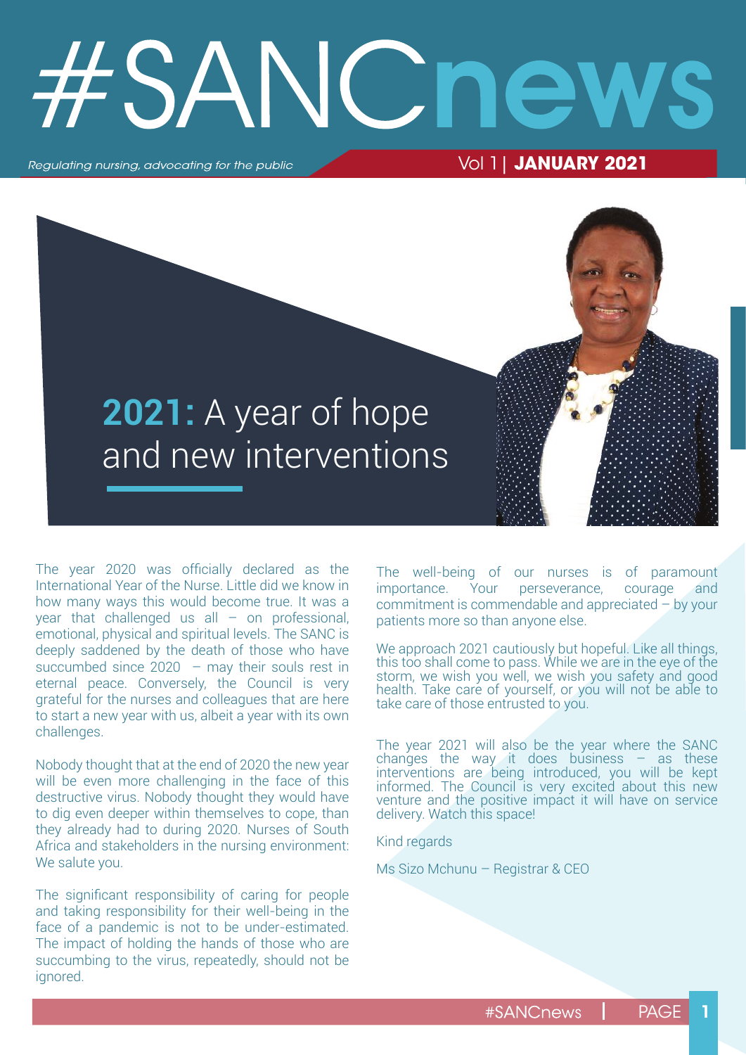# #SANCnews

*Regulating nursing, advocating for the public*

Vol 1 | **JANUARY 2021**

## **2021:** A year of hope and new interventions

The year 2020 was officially declared as the International Year of the Nurse. Little did we know in how many ways this would become true. It was a year that challenged us all – on professional, emotional, physical and spiritual levels. The SANC is deeply saddened by the death of those who have succumbed since 2020 – may their souls rest in eternal peace. Conversely, the Council is very grateful for the nurses and colleagues that are here to start a new year with us, albeit a year with its own challenges.

Nobody thought that at the end of 2020 the new year will be even more challenging in the face of this destructive virus. Nobody thought they would have to dig even deeper within themselves to cope, than they already had to during 2020. Nurses of South Africa and stakeholders in the nursing environment: We salute you.

The significant responsibility of caring for people and taking responsibility for their well-being in the face of a pandemic is not to be under-estimated. The impact of holding the hands of those who are succumbing to the virus, repeatedly, should not be ignored.

The well-being of our nurses is of paramount importance. Your perseverance, courage and commitment is commendable and appreciated – by your patients more so than anyone else.

We approach 2021 cautiously but hopeful. Like all things, this too shall come to pass. While we are in the eye of the storm, we wish you well, we wish you safety and good health. Take care of yourself, or you will not be able to take care of those entrusted to you.

The year 2021 will also be the year where the SANC changes the way it does business – as these interventions are being introduced, you will be kept informed. The Council is very excited about this new venture and the positive impact it will have on service delivery. Watch this space!

Kind regards

Ms Sizo Mchunu – Registrar & CEO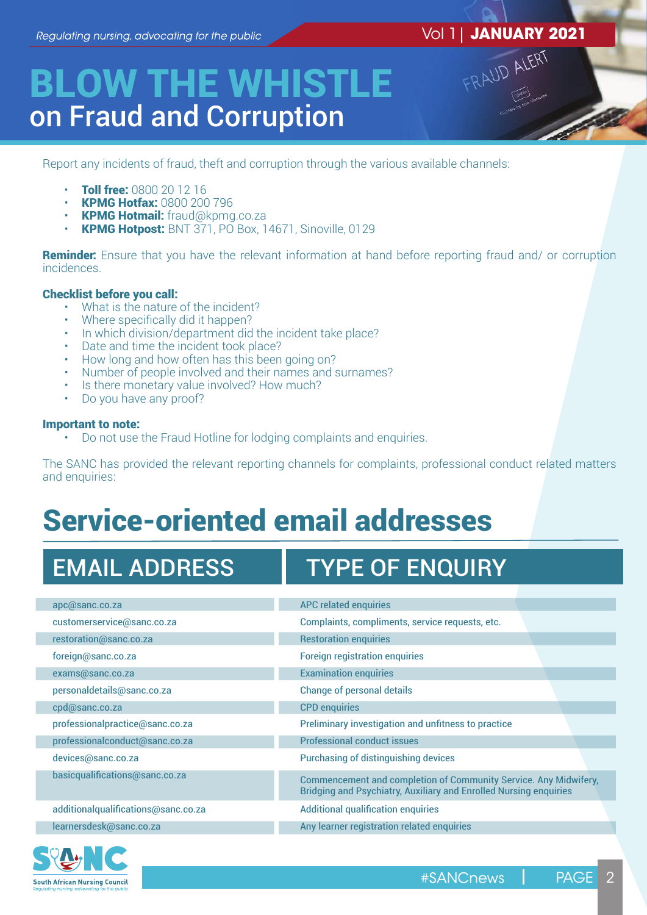# BLOW THE WHISTLE
## on Fraud and Corruption

Report any incidents of fraud, theft and corruption through the various available channels:

- **Toll free:** 0800 20 12 16
- **KPMG Hotfax:** 0800 200 796
- **KPMG Hotmail:** fraud@kpmg.co.za
- **KPMG Hotpost:** BNT 371, PO Box, 14671, Sinoville, 0129

**Reminder:** Ensure that you have the relevant information at hand before reporting fraud and/ or corruption incidences.

**Checklist before you call:**

- What is the nature of the incident?
- Where specifically did it happen?
- In which division/department did the incident take place?
- Date and time the incident took place?
- How long and how often has this been going on?
- Number of people involved and their names and surnames?
- Is there monetary value involved? How much?
- Do you have any proof?

**Important to note:**

- Do not use the Fraud Hotline for lodging complaints and enquiries.

The SANC has provided the relevant reporting channels for complaints, professional conduct related matters and enquiries:

# Service-oriented email addresses

| EMAIL ADDRESS | TYPE OF ENQUIRY |
|---|---|
| apc@sanc.co.za | APC related enquiries |
| customerservice@sanc.co.za | Complaints, compliments, service requests, etc. |
| restoration@sanc.co.za | Restoration enquiries |
| foreign@sanc.co.za | Foreign registration enquiries |
| exams@sanc.co.za | Examination enquiries |
| personaldetails@sanc.co.za | Change of personal details |
| cpd@sanc.co.za | CPD enquiries |
| professionalpractice@sanc.co.za | Preliminary investigation and unfitness to practice |
| professionalconduct@sanc.co.za | Professional conduct issues |
| devices@sanc.co.za | Purchasing of distinguishing devices |
| basicqualifications@sanc.co.za | Commencement and completion of Community Service. Any Midwifery, Bridging and Psychiatry, Auxiliary and Enrolled Nursing enquiries |
| additionalqualifications@sanc.co.za | Additional qualification enquiries |
| learnersdesk@sanc.co.za | Any learner registration related enquiries |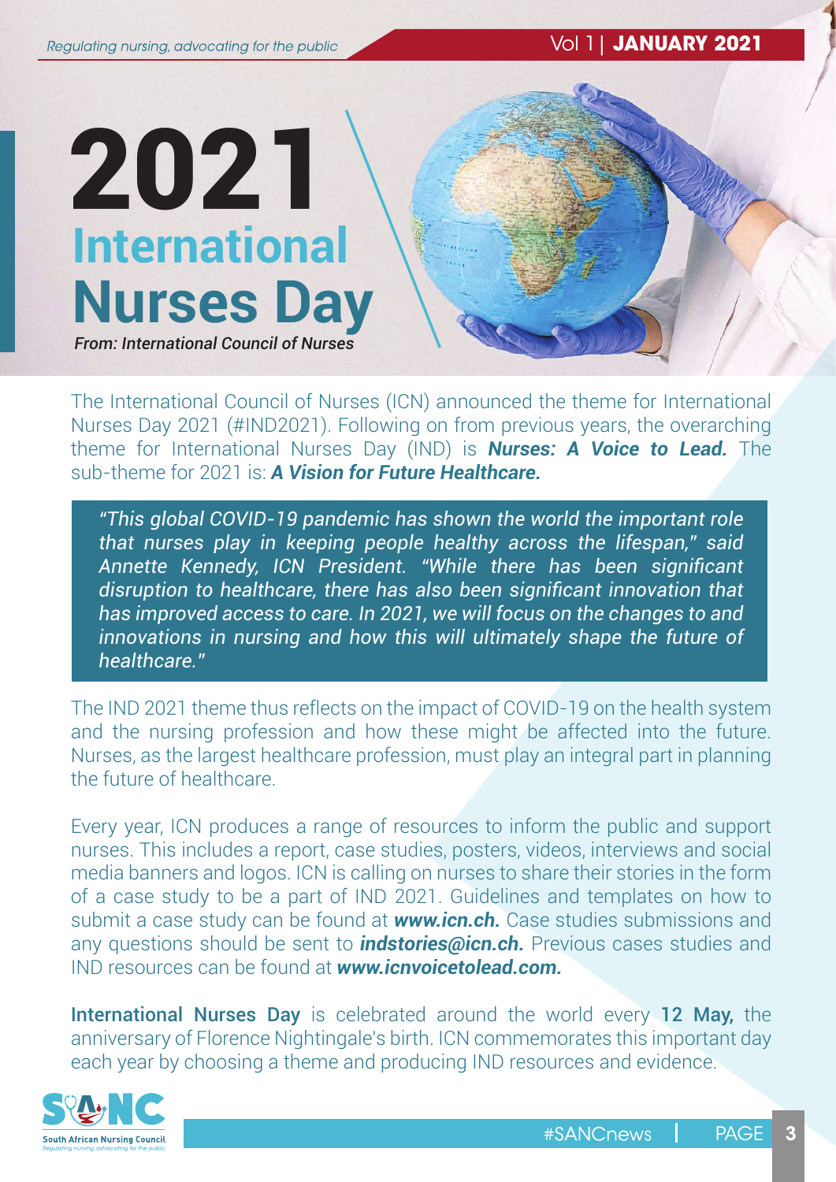# 2021 International Nurses Day

*From: International Council of Nurses*

The International Council of Nurses (ICN) announced the theme for International Nurses Day 2021 (#IND2021). Following on from previous years, the overarching theme for International Nurses Day (IND) is ***Nurses: A Voice to Lead.*** The sub-theme for 2021 is: ***A Vision for Future Healthcare.***

> *"This global COVID-19 pandemic has shown the world the important role that nurses play in keeping people healthy across the lifespan," said Annette Kennedy, ICN President. "While there has been significant disruption to healthcare, there has also been significant innovation that has improved access to care. In 2021, we will focus on the changes to and innovations in nursing and how this will ultimately shape the future of healthcare."*

The IND 2021 theme thus reflects on the impact of COVID-19 on the health system and the nursing profession and how these might be affected into the future. Nurses, as the largest healthcare profession, must play an integral part in planning the future of healthcare.

Every year, ICN produces a range of resources to inform the public and support nurses. This includes a report, case studies, posters, videos, interviews and social media banners and logos. ICN is calling on nurses to share their stories in the form of a case study to be a part of IND 2021. Guidelines and templates on how to submit a case study can be found at ***www.icn.ch.*** Case studies submissions and any questions should be sent to ***indstories@icn.ch.*** Previous cases studies and IND resources can be found at ***www.icnvoicetolead.com.***

**International Nurses Day** is celebrated around the world every **12 May,** the anniversary of Florence Nightingale's birth. ICN commemorates this important day each year by choosing a theme and producing IND resources and evidence.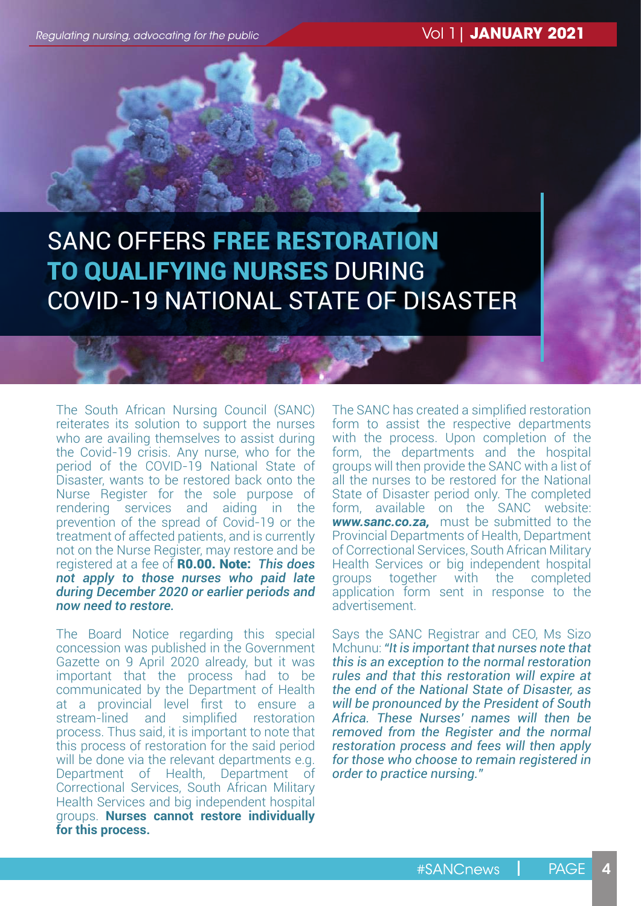# SANC OFFERS **FREE RESTORATION TO QUALIFYING NURSES** DURING COVID-19 NATIONAL STATE OF DISASTER

The South African Nursing Council (SANC) reiterates its solution to support the nurses who are availing themselves to assist during the Covid-19 crisis. Any nurse, who for the period of the COVID-19 National State of Disaster, wants to be restored back onto the Nurse Register for the sole purpose of rendering services and aiding in the prevention of the spread of Covid-19 or the treatment of affected patients, and is currently not on the Nurse Register, may restore and be registered at a fee of **R0.00. Note:** ***This does not apply to those nurses who paid late during December 2020 or earlier periods and now need to restore.***

The Board Notice regarding this special concession was published in the Government Gazette on 9 April 2020 already, but it was important that the process had to be communicated by the Department of Health at a provincial level first to ensure a stream-lined and simplified restoration process. Thus said, it is important to note that this process of restoration for the said period will be done via the relevant departments e.g. Department of Health, Department of Correctional Services, South African Military Health Services and big independent hospital groups. **Nurses cannot restore individually for this process.**

The SANC has created a simplified restoration form to assist the respective departments with the process. Upon completion of the form, the departments and the hospital groups will then provide the SANC with a list of all the nurses to be restored for the National State of Disaster period only. The completed form, available on the SANC website: ***www.sanc.co.za,*** must be submitted to the Provincial Departments of Health, Department of Correctional Services, South African Military Health Services or big independent hospital groups together with the completed application form sent in response to the advertisement.

Says the SANC Registrar and CEO, Ms Sizo Mchunu: *"It is important that nurses note that this is an exception to the normal restoration rules and that this restoration will expire at the end of the National State of Disaster, as will be pronounced by the President of South Africa. These Nurses' names will then be removed from the Register and the normal restoration process and fees will then apply for those who choose to remain registered in order to practice nursing."*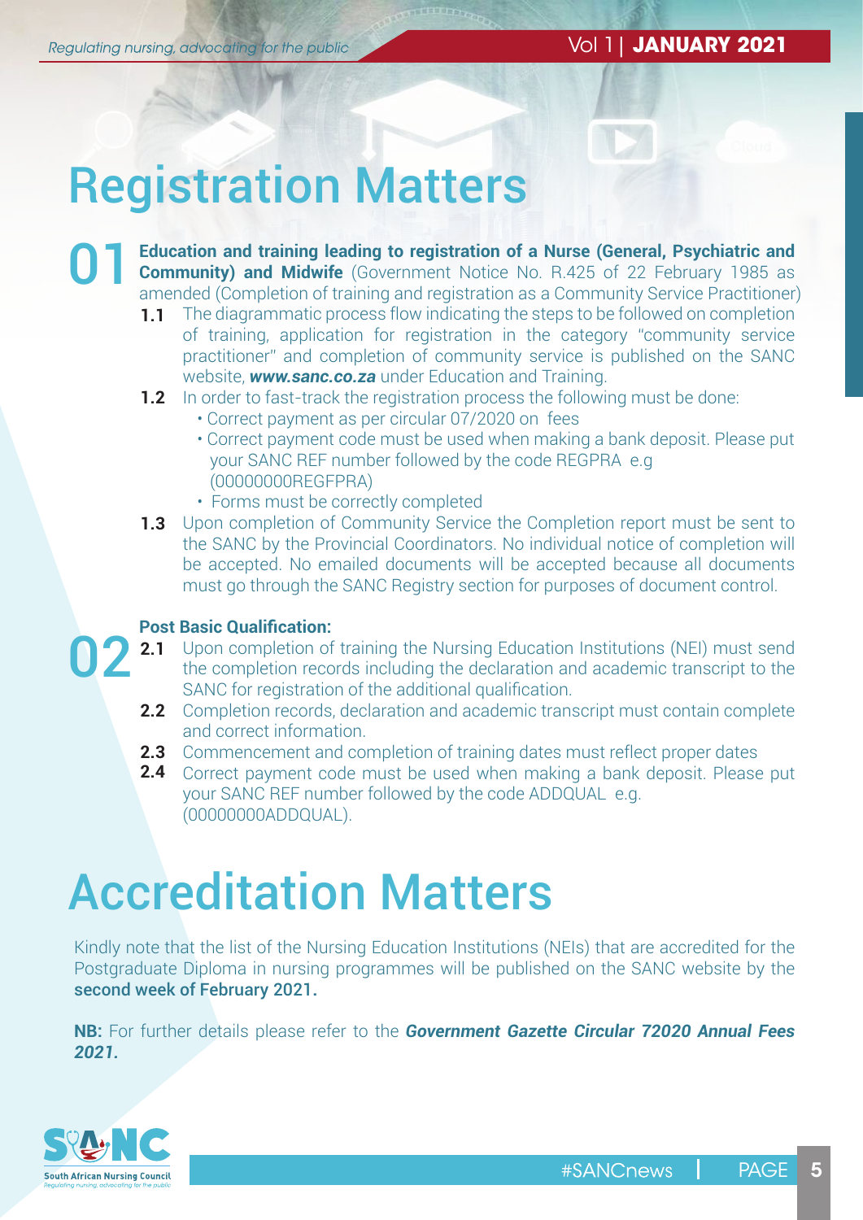# Registration Matters

## 01

**Education and training leading to registration of a Nurse (General, Psychiatric and Community) and Midwife** (Government Notice No. R.425 of 22 February 1985 as amended (Completion of training and registration as a Community Service Practitioner)

**1.1** The diagrammatic process flow indicating the steps to be followed on completion of training, application for registration in the category "community service practitioner" and completion of community service is published on the SANC website, ***www.sanc.co.za*** under Education and Training.

**1.2** In order to fast-track the registration process the following must be done:

- Correct payment as per circular 07/2020 on fees
- Correct payment code must be used when making a bank deposit. Please put your SANC REF number followed by the code REGPRA e.g (00000000REGFPRA)
- Forms must be correctly completed

**1.3** Upon completion of Community Service the Completion report must be sent to the SANC by the Provincial Coordinators. No individual notice of completion will be accepted. No emailed documents will be accepted because all documents must go through the SANC Registry section for purposes of document control.

## 02

**Post Basic Qualification:**

**2.1** Upon completion of training the Nursing Education Institutions (NEI) must send the completion records including the declaration and academic transcript to the SANC for registration of the additional qualification.

**2.2** Completion records, declaration and academic transcript must contain complete and correct information.

**2.3** Commencement and completion of training dates must reflect proper dates

**2.4** Correct payment code must be used when making a bank deposit. Please put your SANC REF number followed by the code ADDQUAL e.g. (00000000ADDQUAL).

# Accreditation Matters

Kindly note that the list of the Nursing Education Institutions (NEIs) that are accredited for the Postgraduate Diploma in nursing programmes will be published on the SANC website by the **second week of February 2021.**

**NB:** For further details please refer to the ***Government Gazette Circular 72020 Annual Fees 2021.***